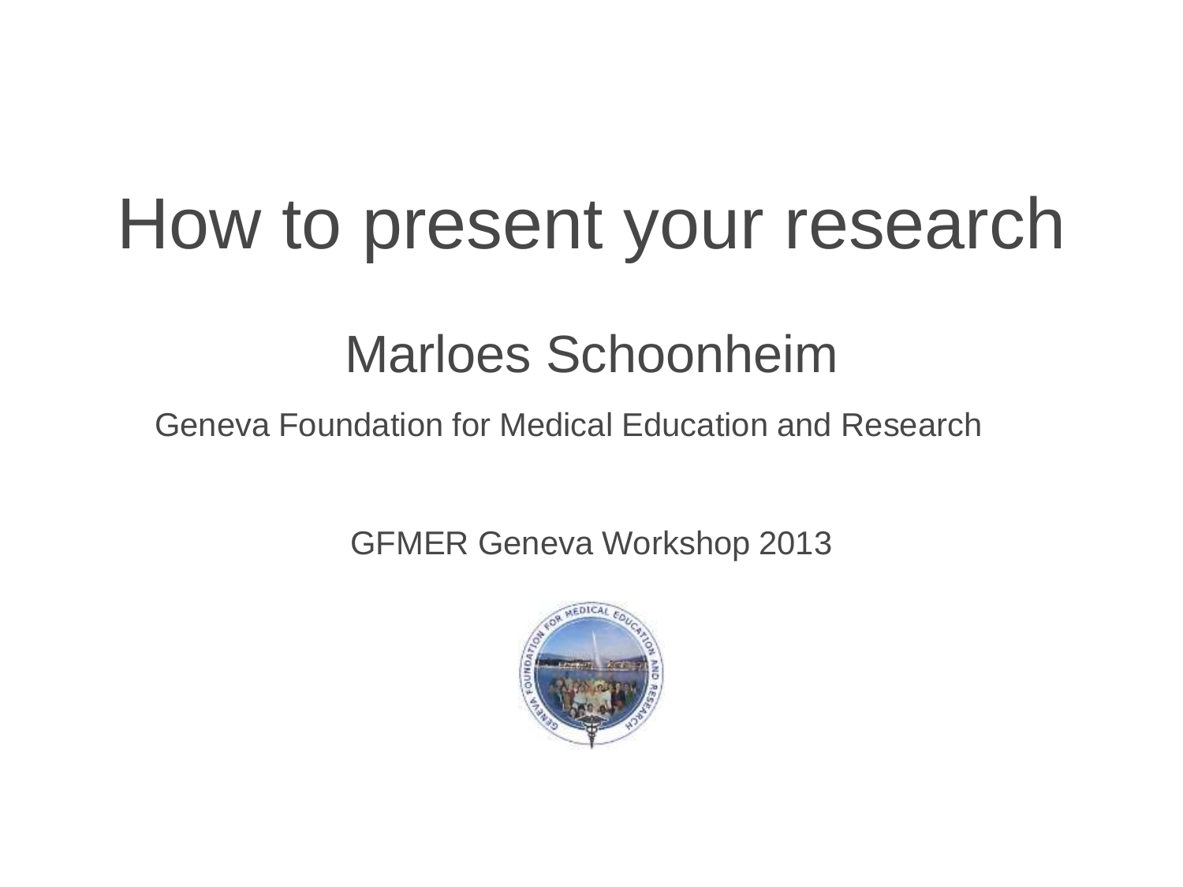# How to present your research

## Marloes Schoonheim

Geneva Foundation for Medical Education and Research

GFMER Geneva Workshop 2013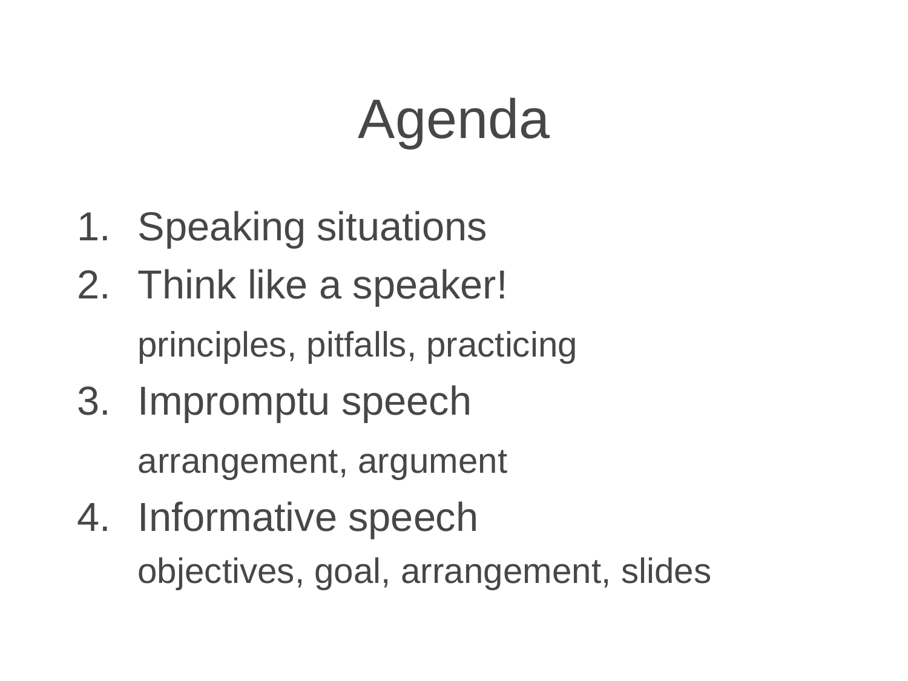# Agenda

1. Speaking situations
2. Think like a speaker!

   principles, pitfalls, practicing
3. Impromptu speech

   arrangement, argument
4. Informative speech

   objectives, goal, arrangement, slides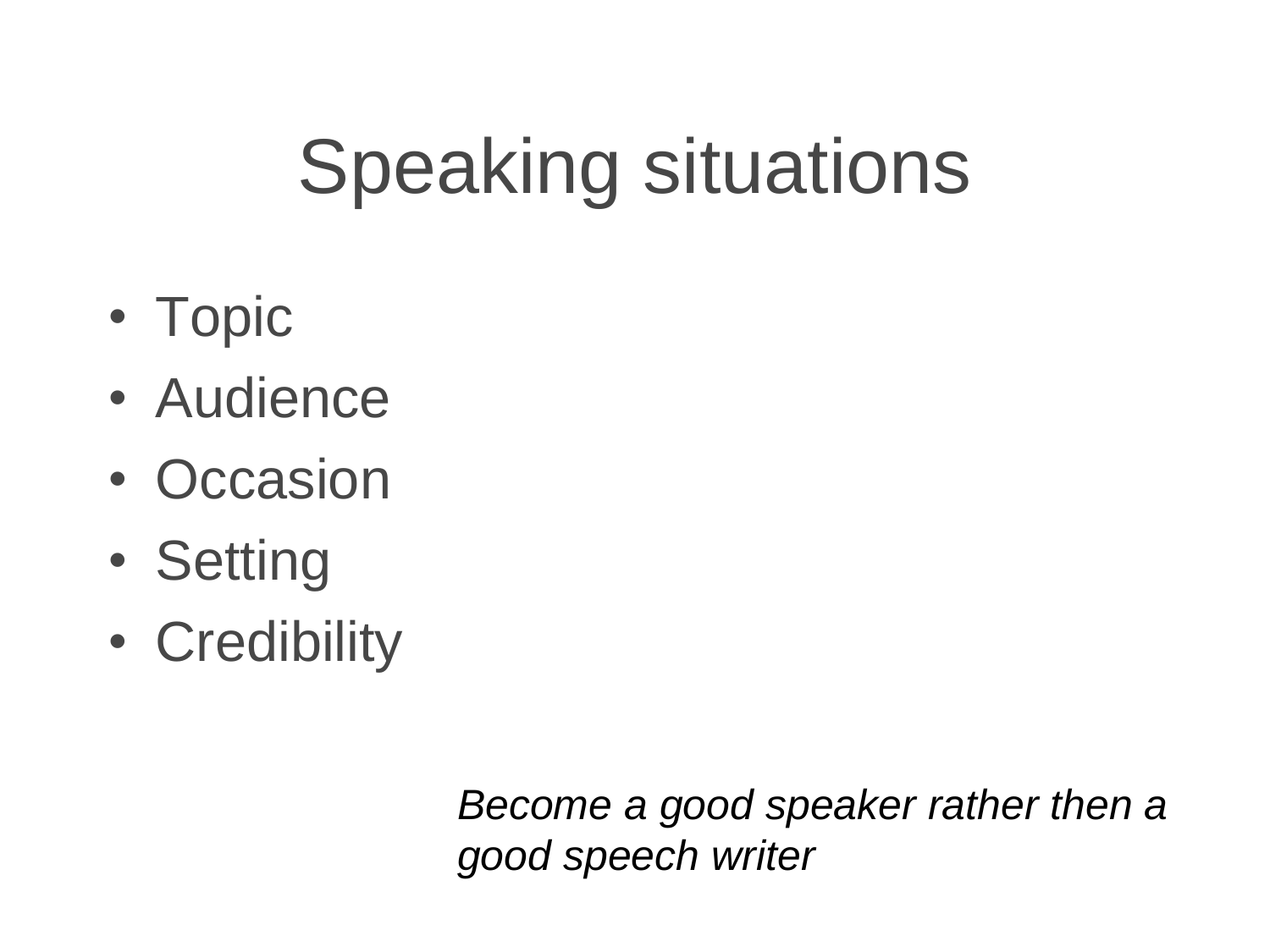# Speaking situations

- Topic
- Audience
- Occasion
- Setting
- Credibility

*Become a good speaker rather then a good speech writer*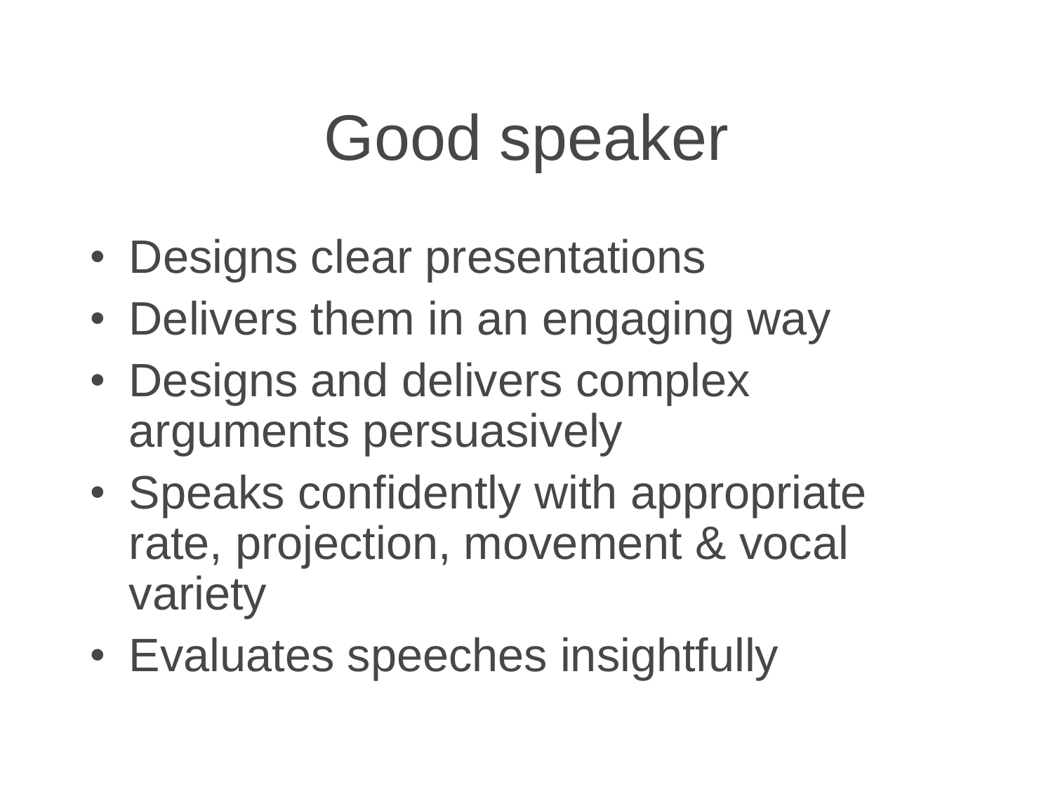# Good speaker

- Designs clear presentations
- Delivers them in an engaging way
- Designs and delivers complex arguments persuasively
- Speaks confidently with appropriate rate, projection, movement & vocal variety
- Evaluates speeches insightfully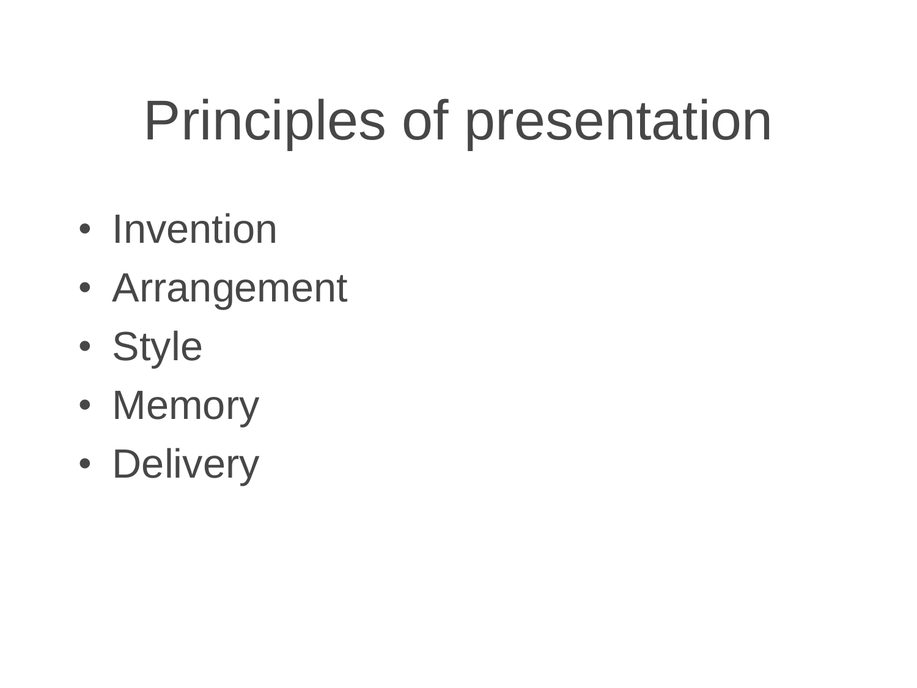# Principles of presentation

- Invention
- Arrangement
- Style
- Memory
- Delivery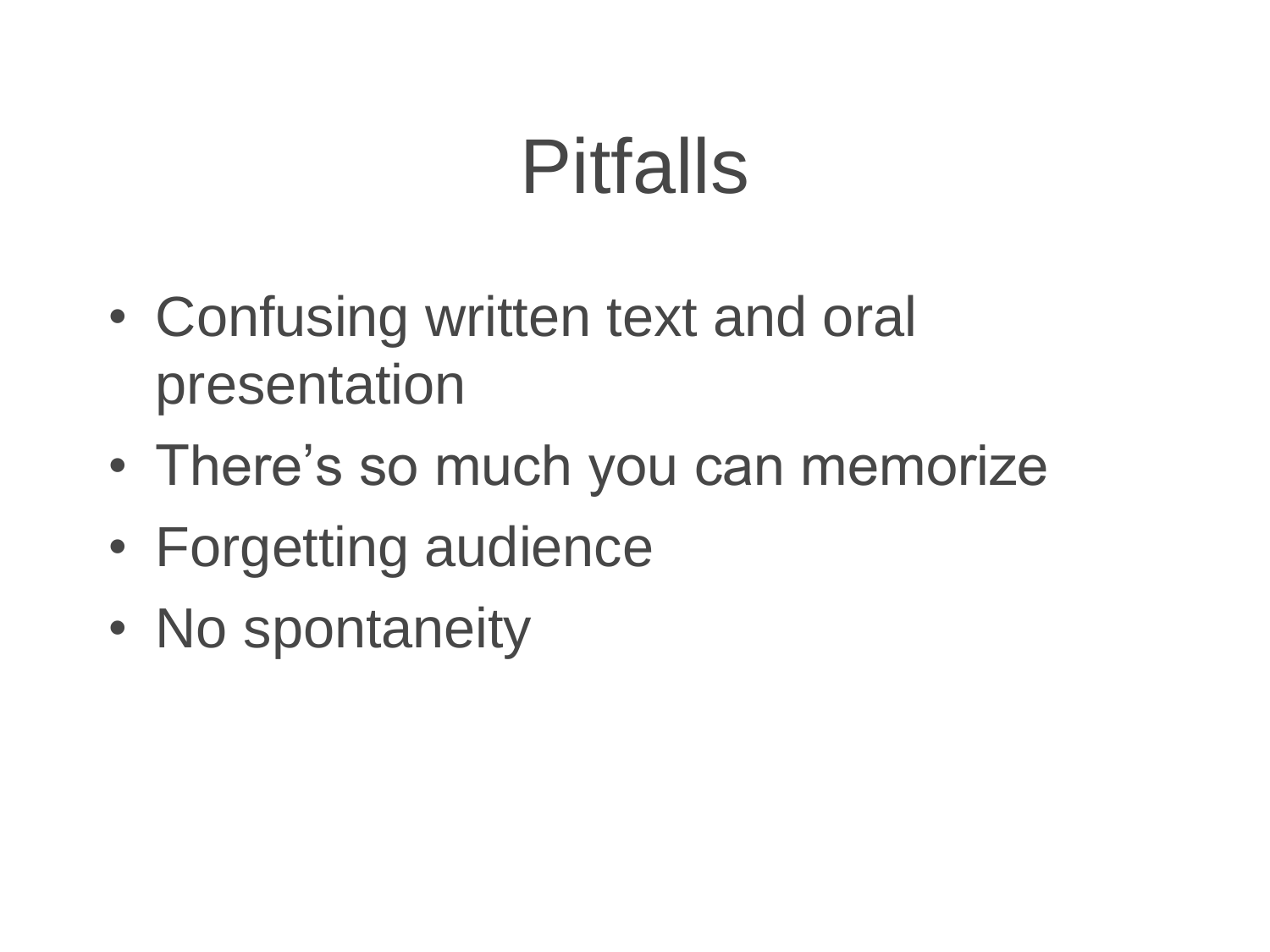# Pitfalls

- Confusing written text and oral presentation
- There’s so much you can memorize
- Forgetting audience
- No spontaneity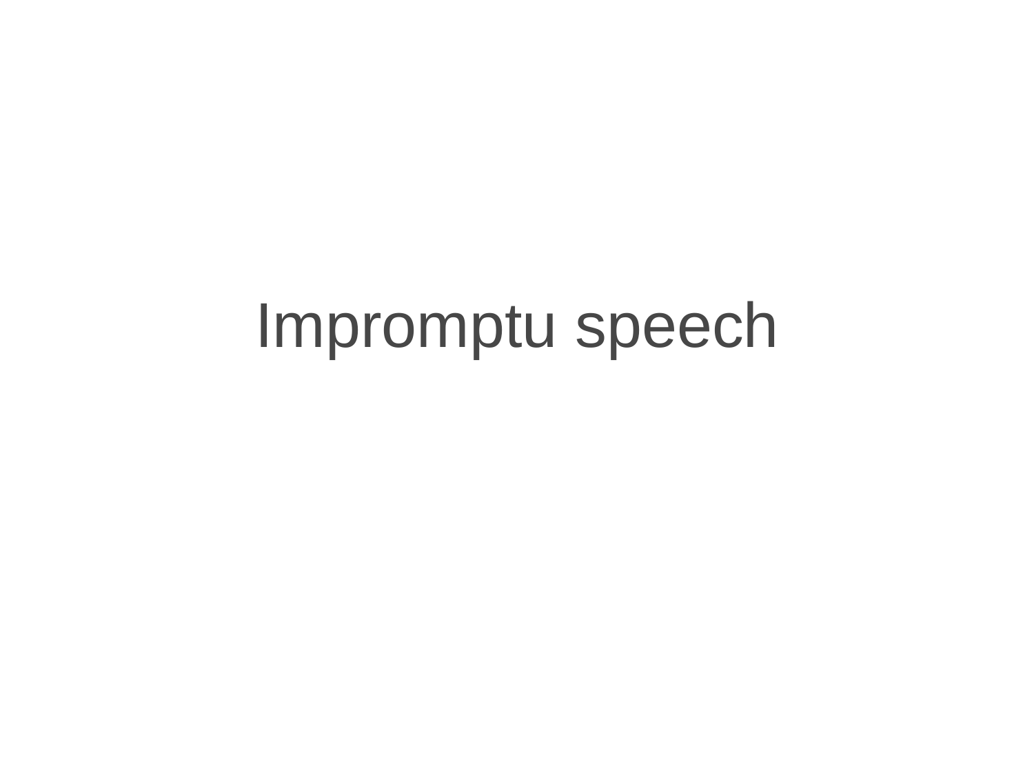# Impromptu speech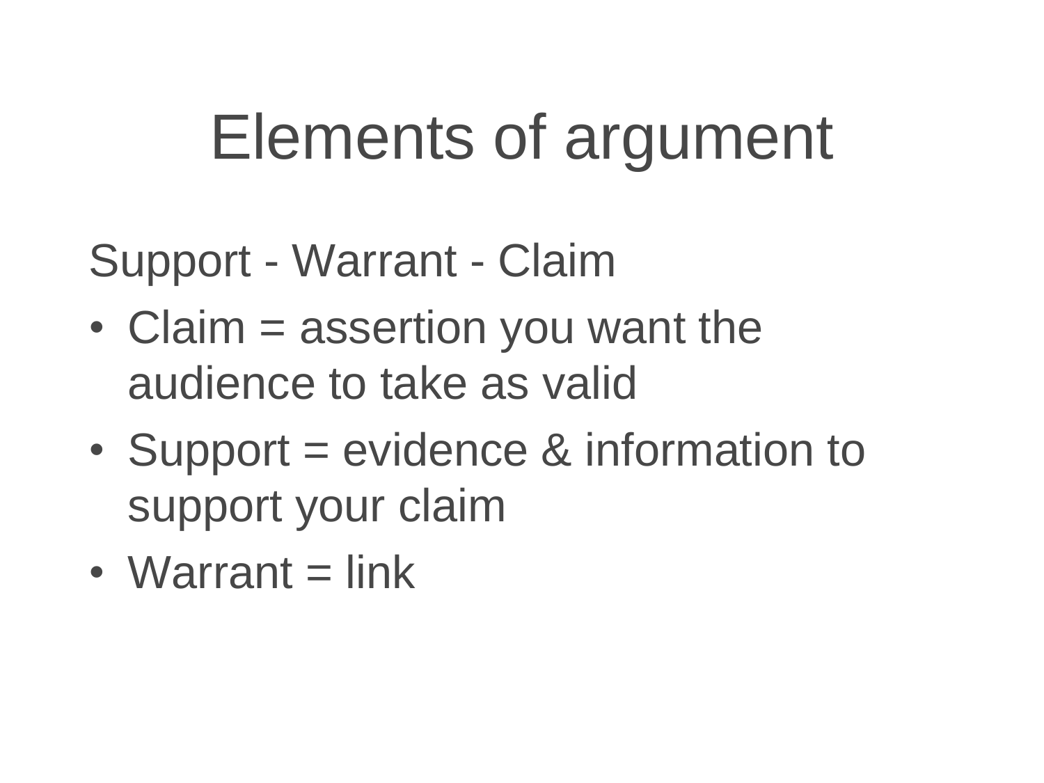# Elements of argument

Support - Warrant - Claim

- Claim = assertion you want the audience to take as valid
- Support = evidence & information to support your claim
- Warrant = link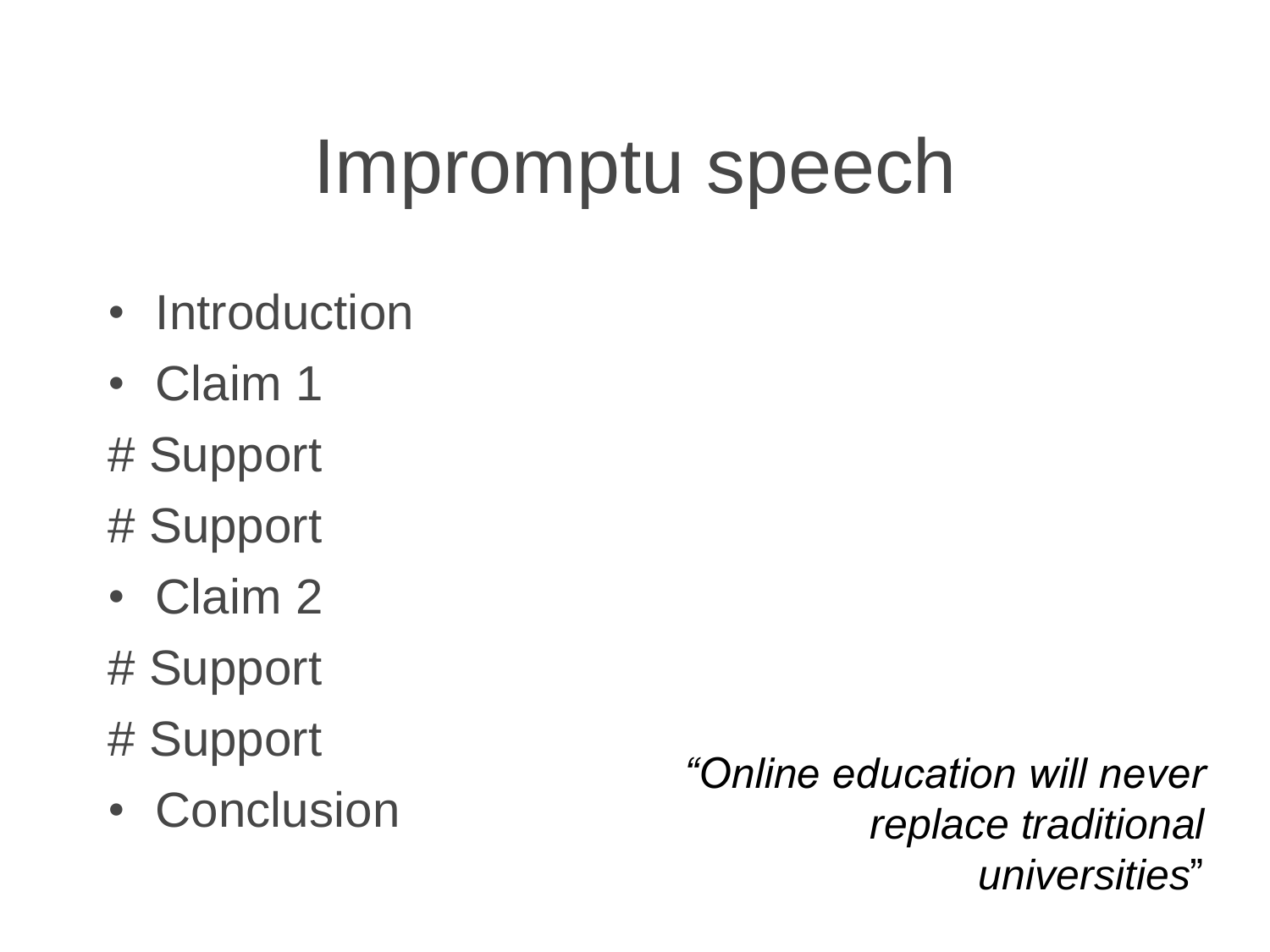# Impromptu speech

- Introduction
- Claim 1

# Support

# Support

- Claim 2

# Support

# Support

- Conclusion

*“Online education will never replace traditional universities”*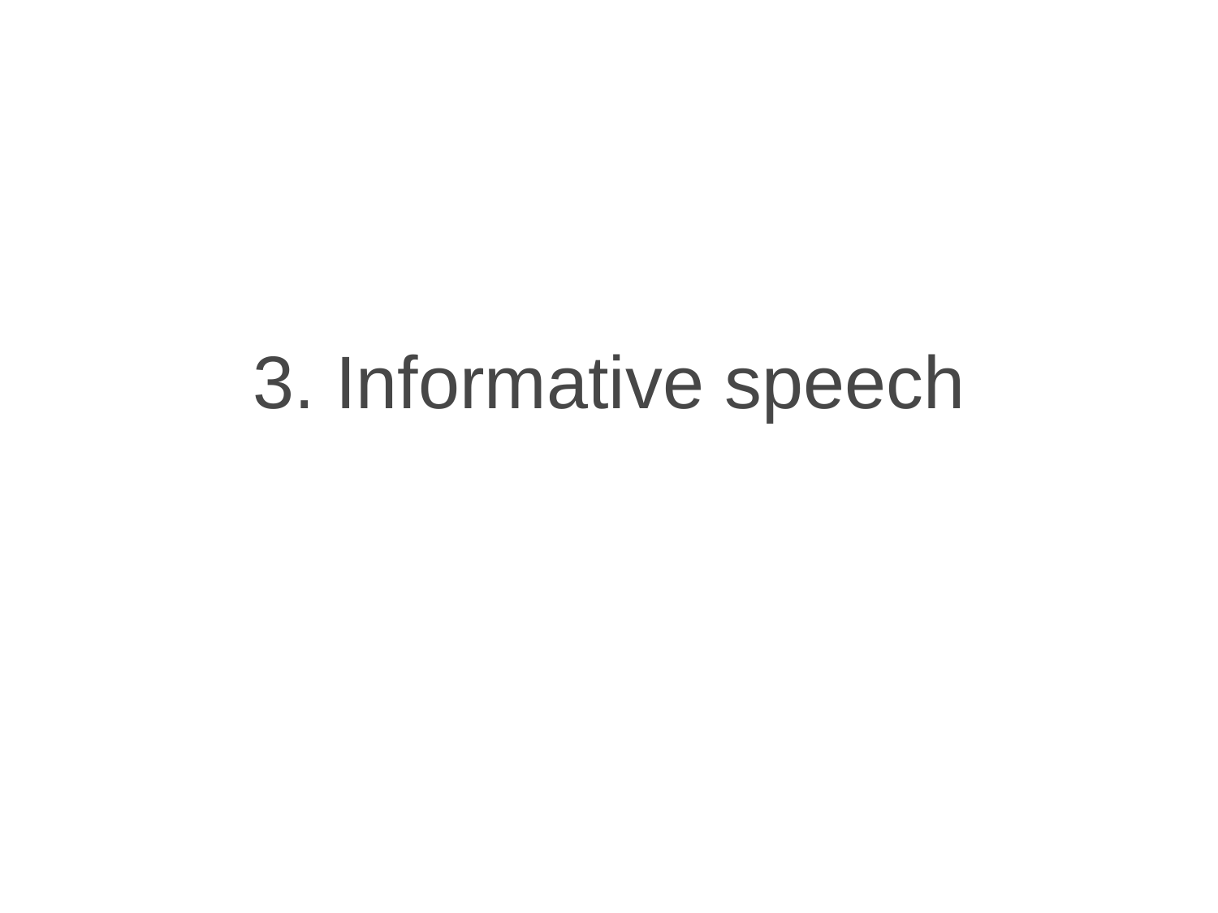# 3. Informative speech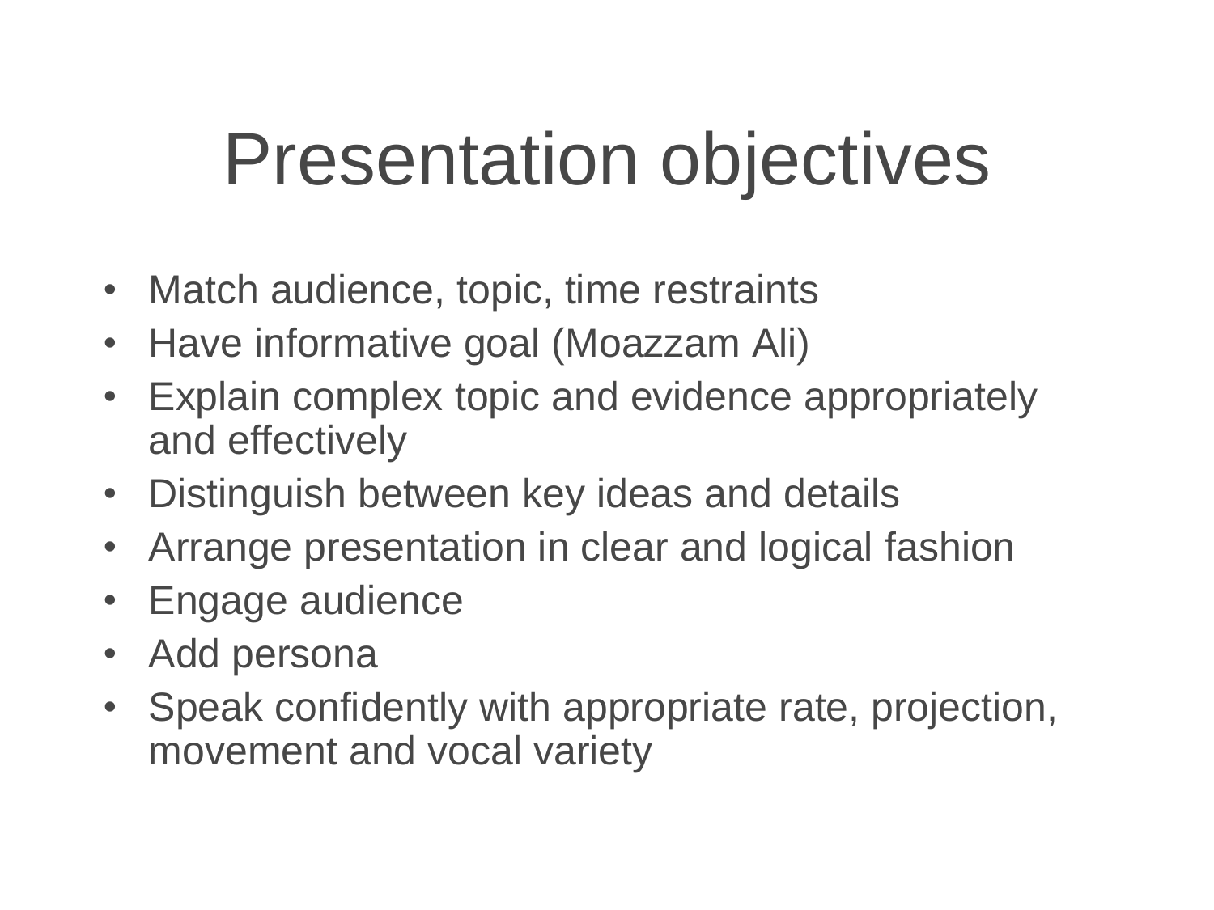# Presentation objectives

- Match audience, topic, time restraints
- Have informative goal (Moazzam Ali)
- Explain complex topic and evidence appropriately and effectively
- Distinguish between key ideas and details
- Arrange presentation in clear and logical fashion
- Engage audience
- Add persona
- Speak confidently with appropriate rate, projection, movement and vocal variety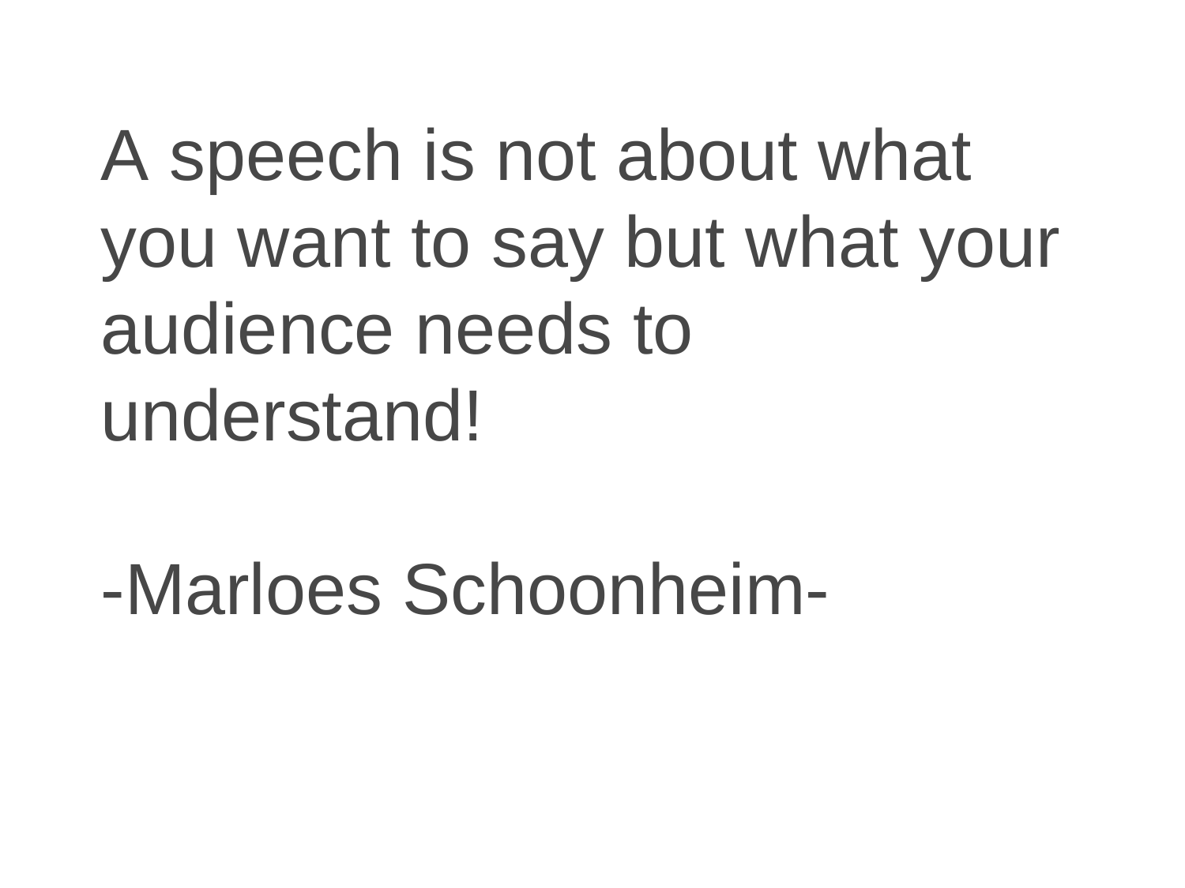A speech is not about what you want to say but what your audience needs to understand!

-Marloes Schoonheim-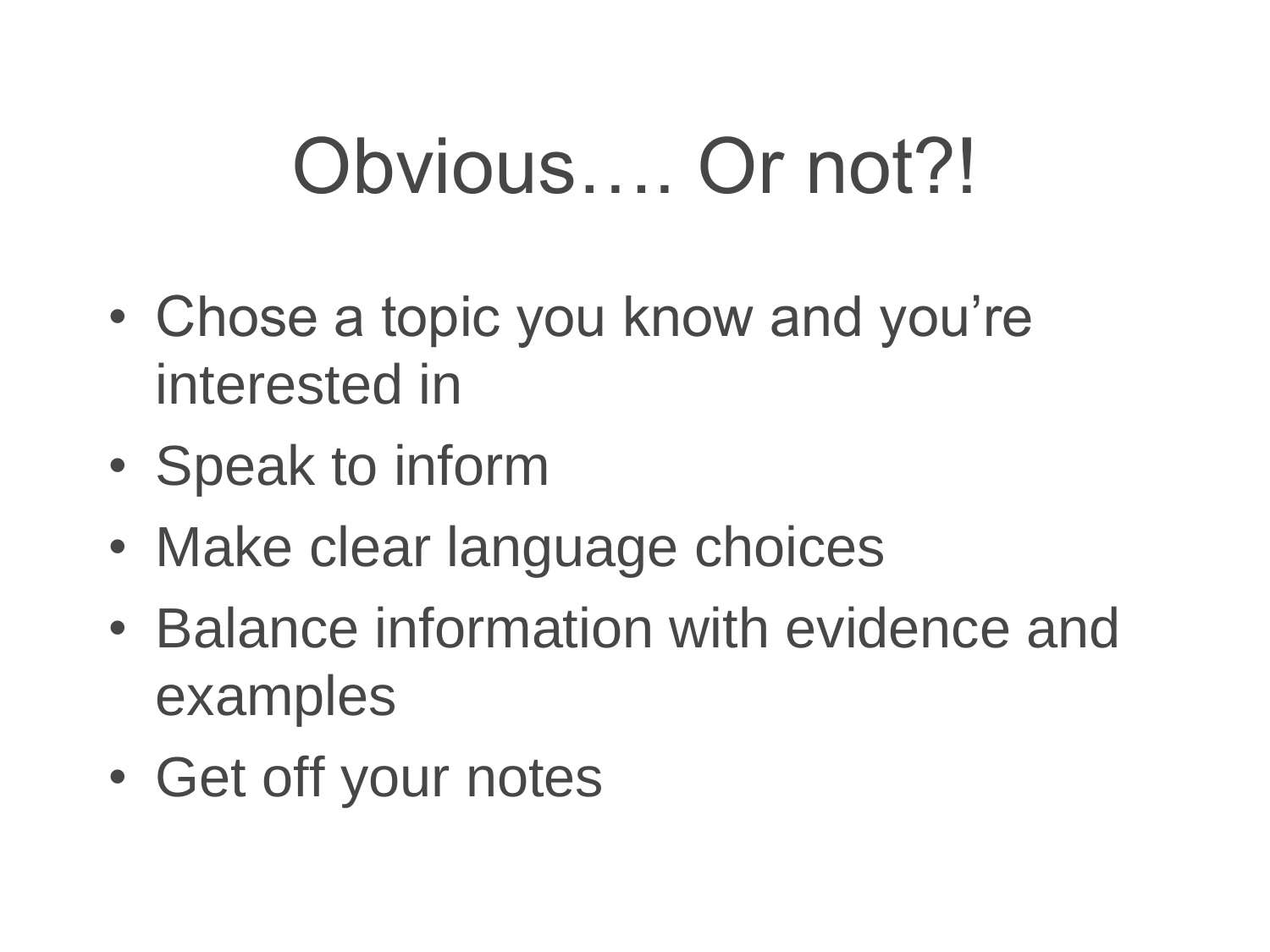# Obvious…. Or not?!

- Chose a topic you know and you're interested in
- Speak to inform
- Make clear language choices
- Balance information with evidence and examples
- Get off your notes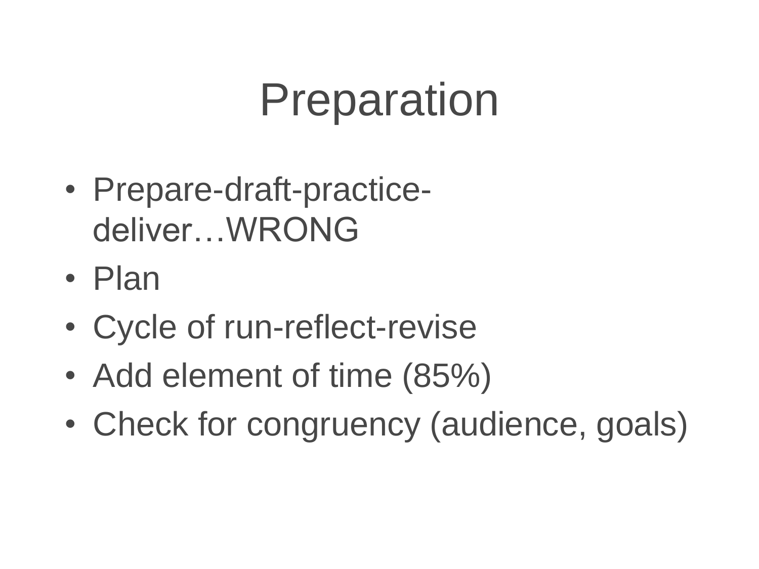# Preparation

- Prepare-draft-practice-deliver…WRONG
- Plan
- Cycle of run-reflect-revise
- Add element of time (85%)
- Check for congruency (audience, goals)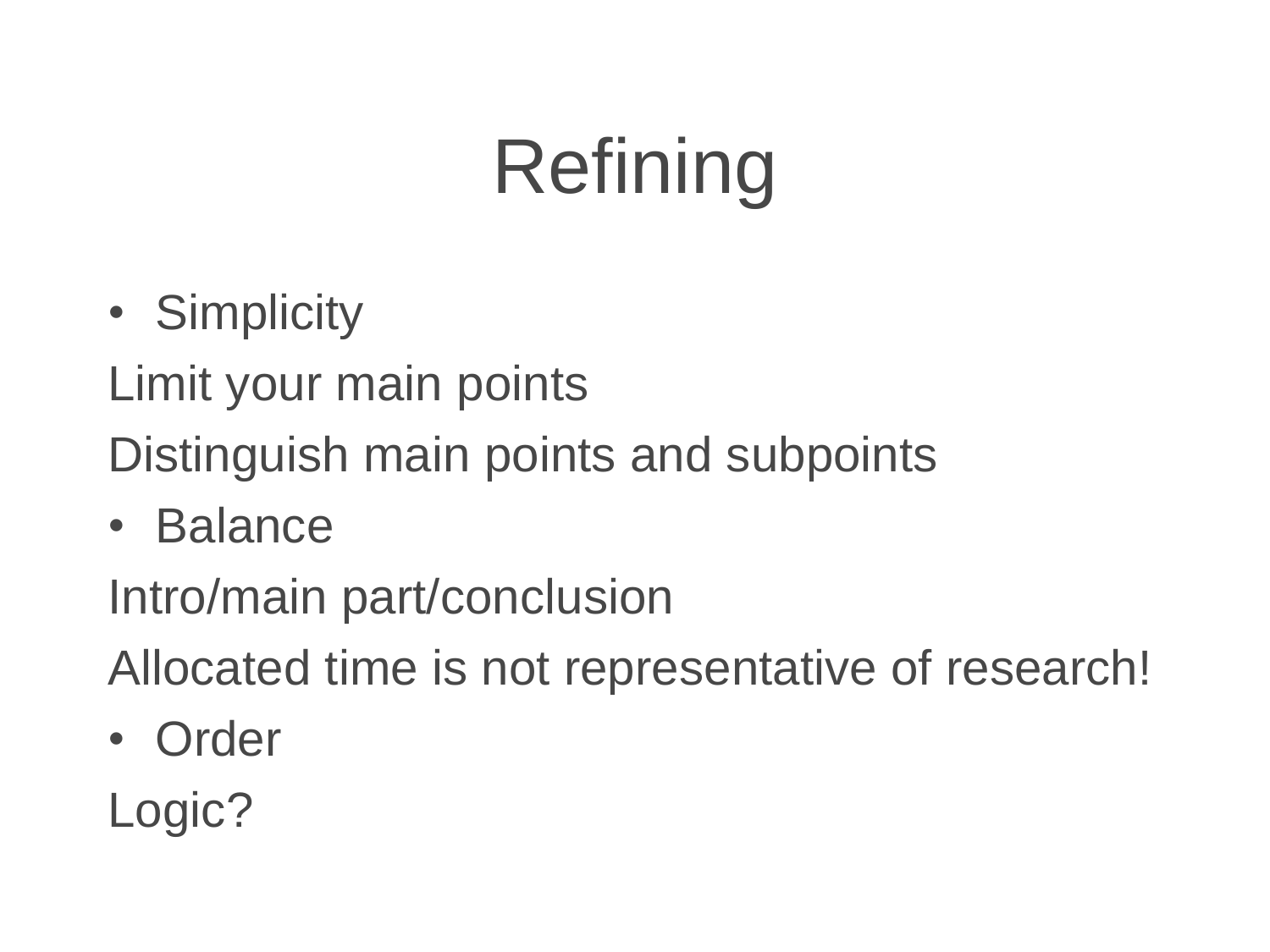# Refining

- Simplicity

Limit your main points

Distinguish main points and subpoints

- Balance

Intro/main part/conclusion

Allocated time is not representative of research!

- Order

Logic?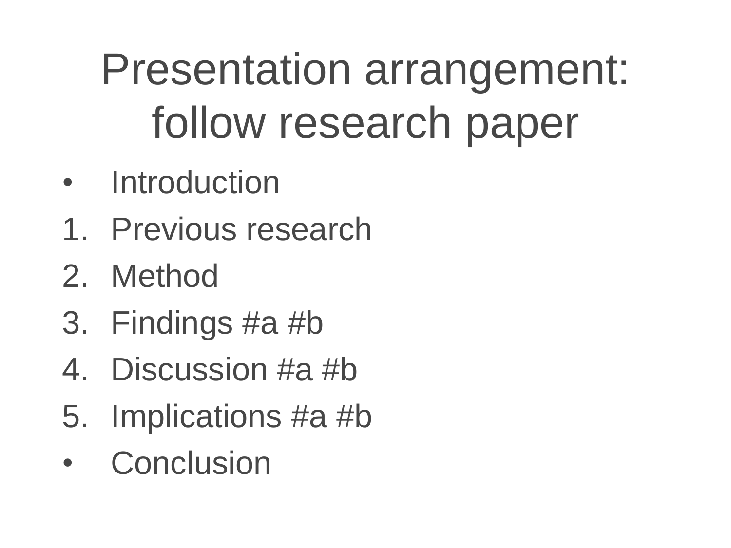# Presentation arrangement: follow research paper

- Introduction
1. Previous research
2. Method
3. Findings #a #b
4. Discussion #a #b
5. Implications #a #b
- Conclusion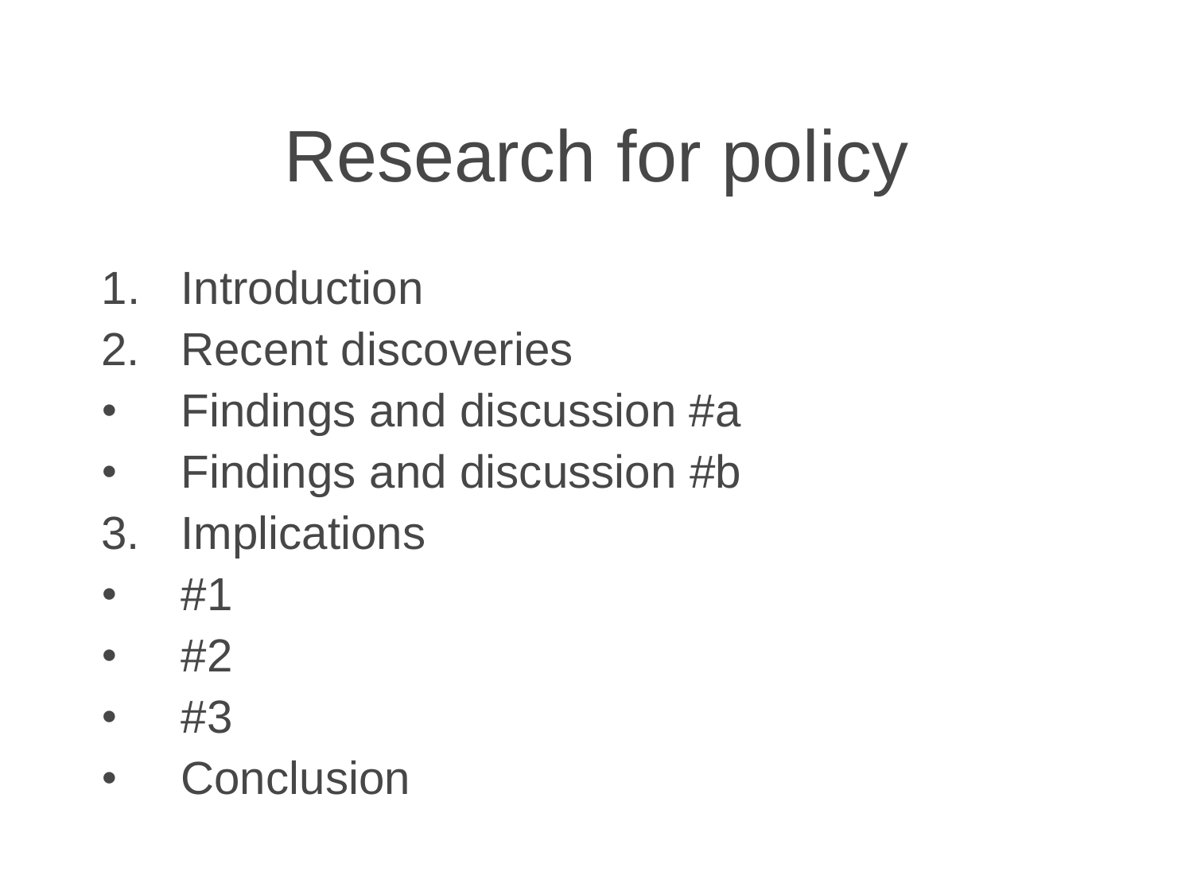# Research for policy

1. Introduction
2. Recent discoveries

- Findings and discussion #a
- Findings and discussion #b

3. Implications

- #1
- #2
- #3
- Conclusion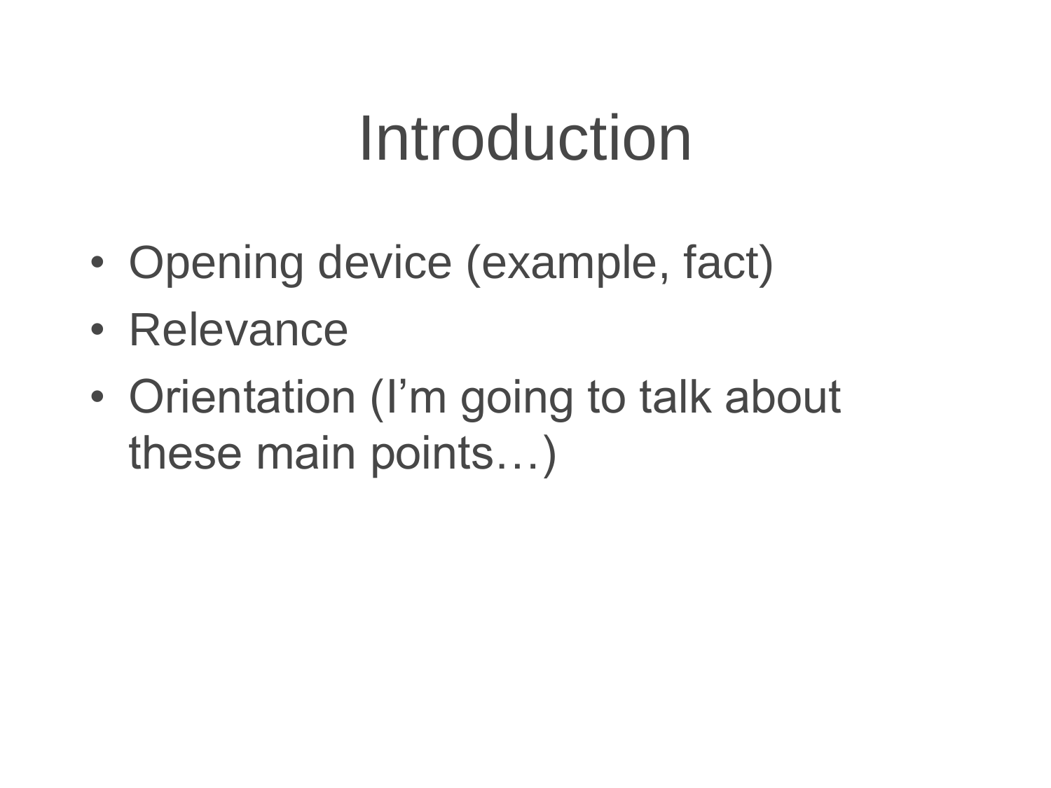# Introduction

- Opening device (example, fact)
- Relevance
- Orientation (I’m going to talk about these main points…)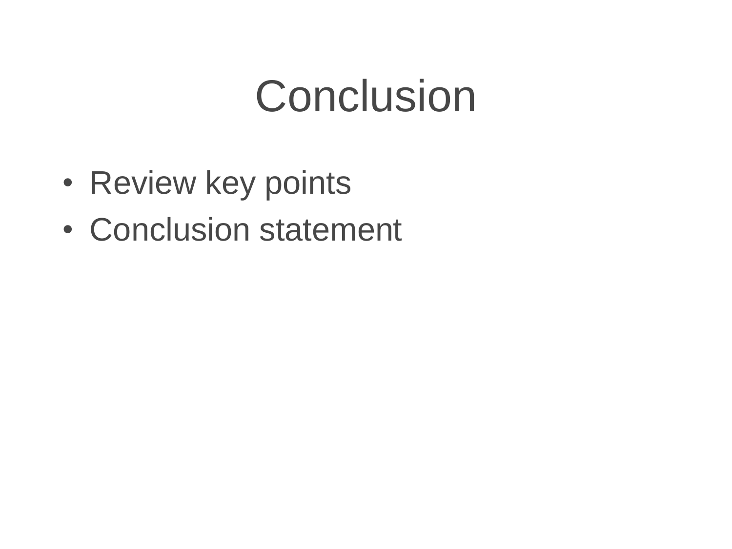# Conclusion

- Review key points
- Conclusion statement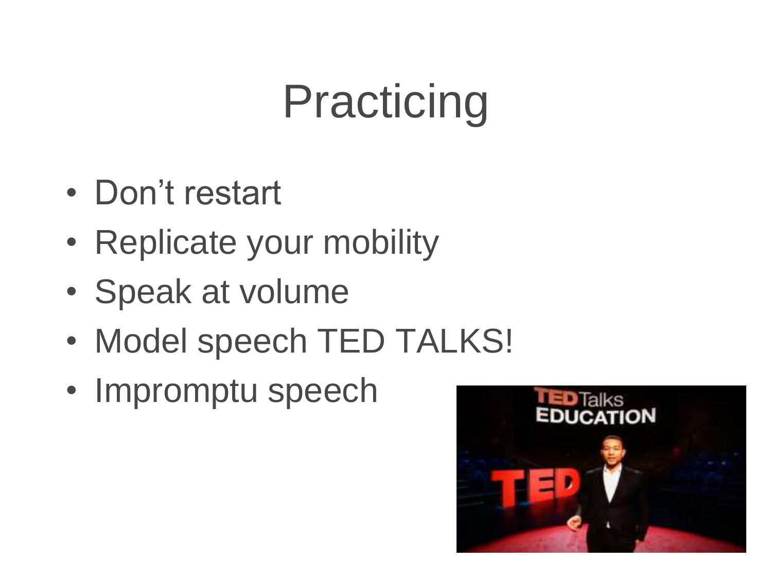# Practicing

- Don't restart
- Replicate your mobility
- Speak at volume
- Model speech TED TALKS!
- Impromptu speech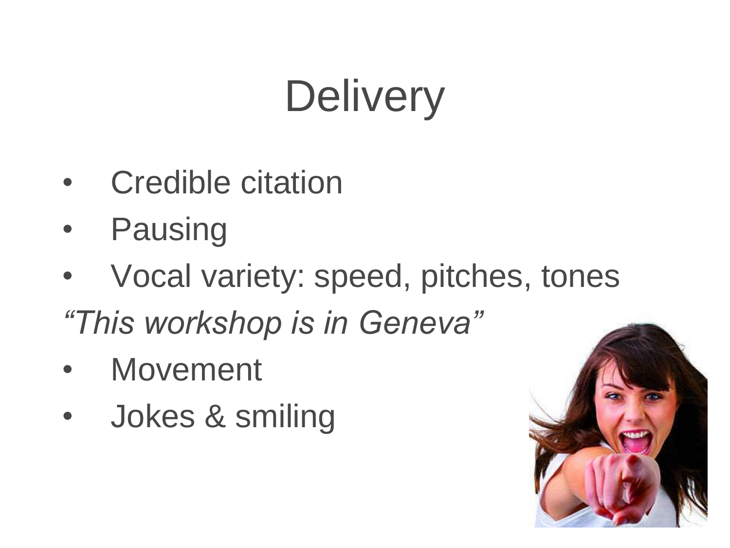# Delivery

- Credible citation
- Pausing
- Vocal variety: speed, pitches, tones

*"This workshop is in Geneva"*

- Movement
- Jokes & smiling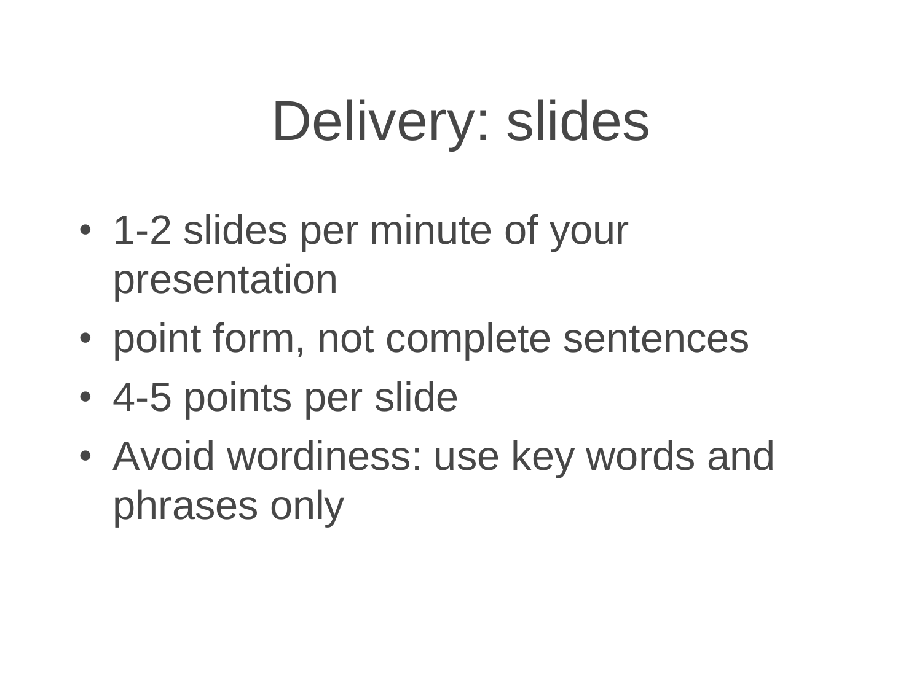# Delivery: slides

- 1-2 slides per minute of your presentation
- point form, not complete sentences
- 4-5 points per slide
- Avoid wordiness: use key words and phrases only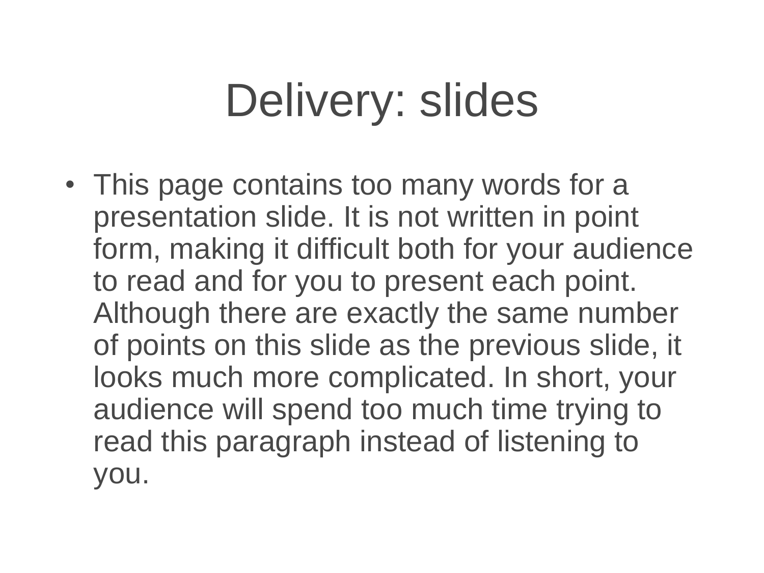# Delivery: slides

- This page contains too many words for a presentation slide. It is not written in point form, making it difficult both for your audience to read and for you to present each point. Although there are exactly the same number of points on this slide as the previous slide, it looks much more complicated. In short, your audience will spend too much time trying to read this paragraph instead of listening to you.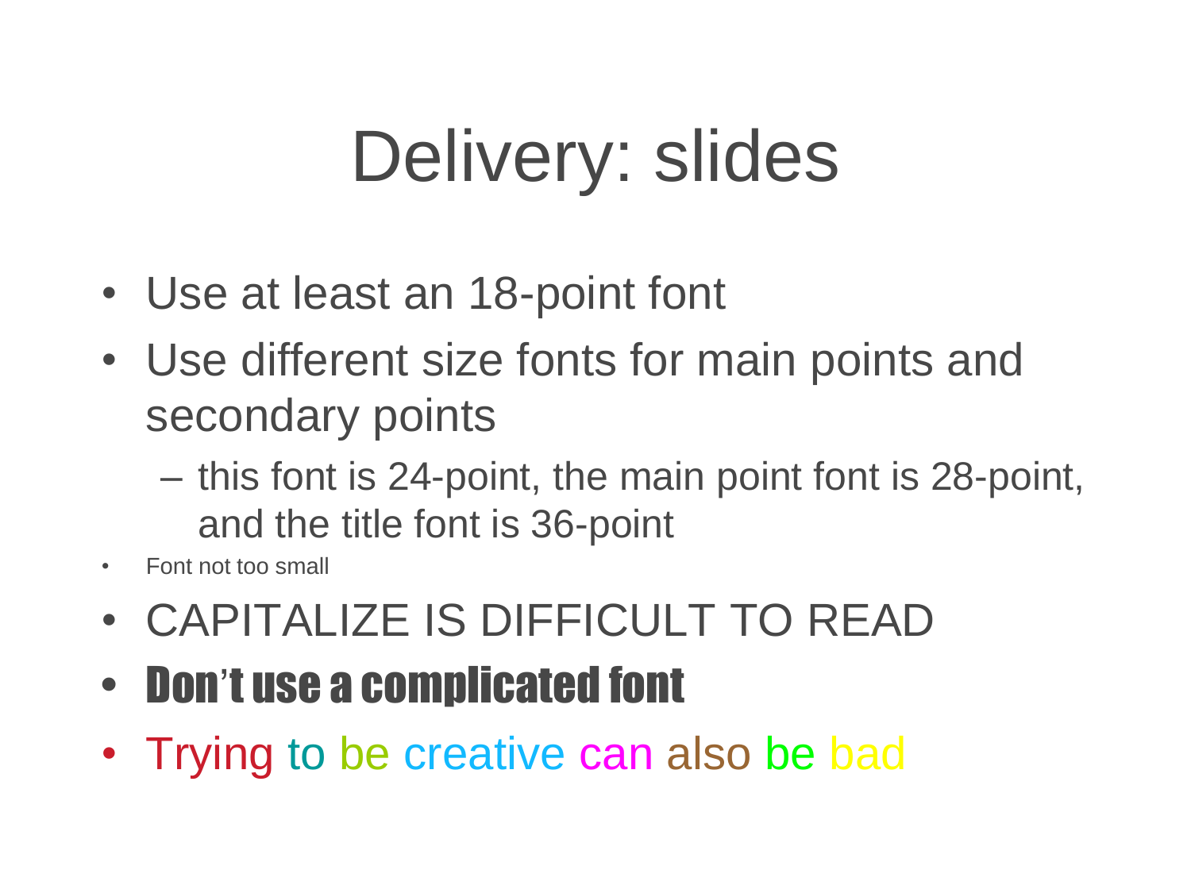# Delivery: slides

- Use at least an 18-point font
- Use different size fonts for main points and secondary points
  - this font is 24-point, the main point font is 28-point, and the title font is 36-point
- Font not too small
- CAPITALIZE IS DIFFICULT TO READ
- **Don't use a complicated font**
- Trying to be creative can also be bad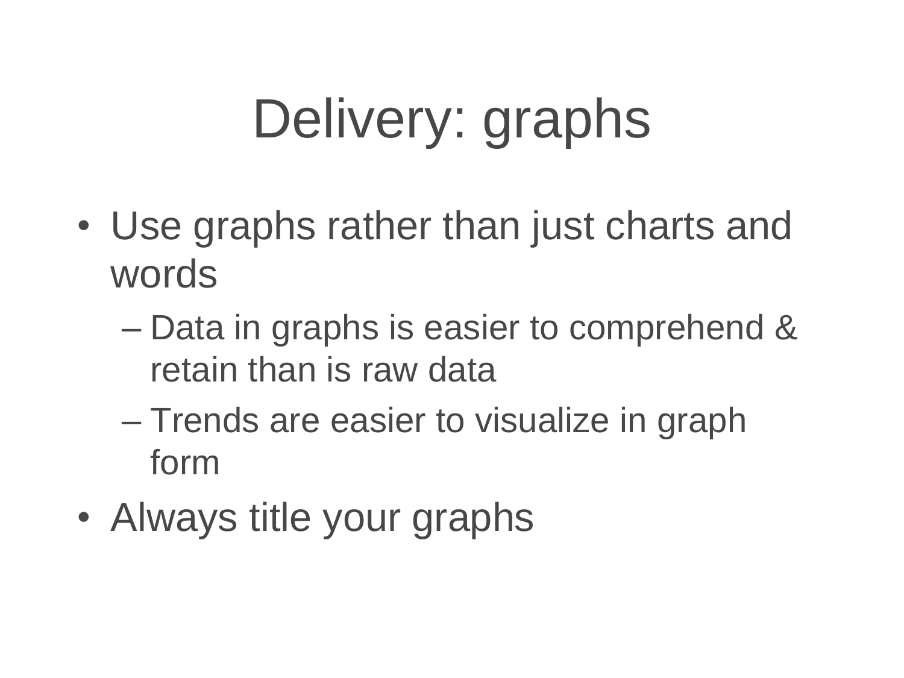# Delivery: graphs

- Use graphs rather than just charts and words
  - Data in graphs is easier to comprehend & retain than is raw data
  - Trends are easier to visualize in graph form
- Always title your graphs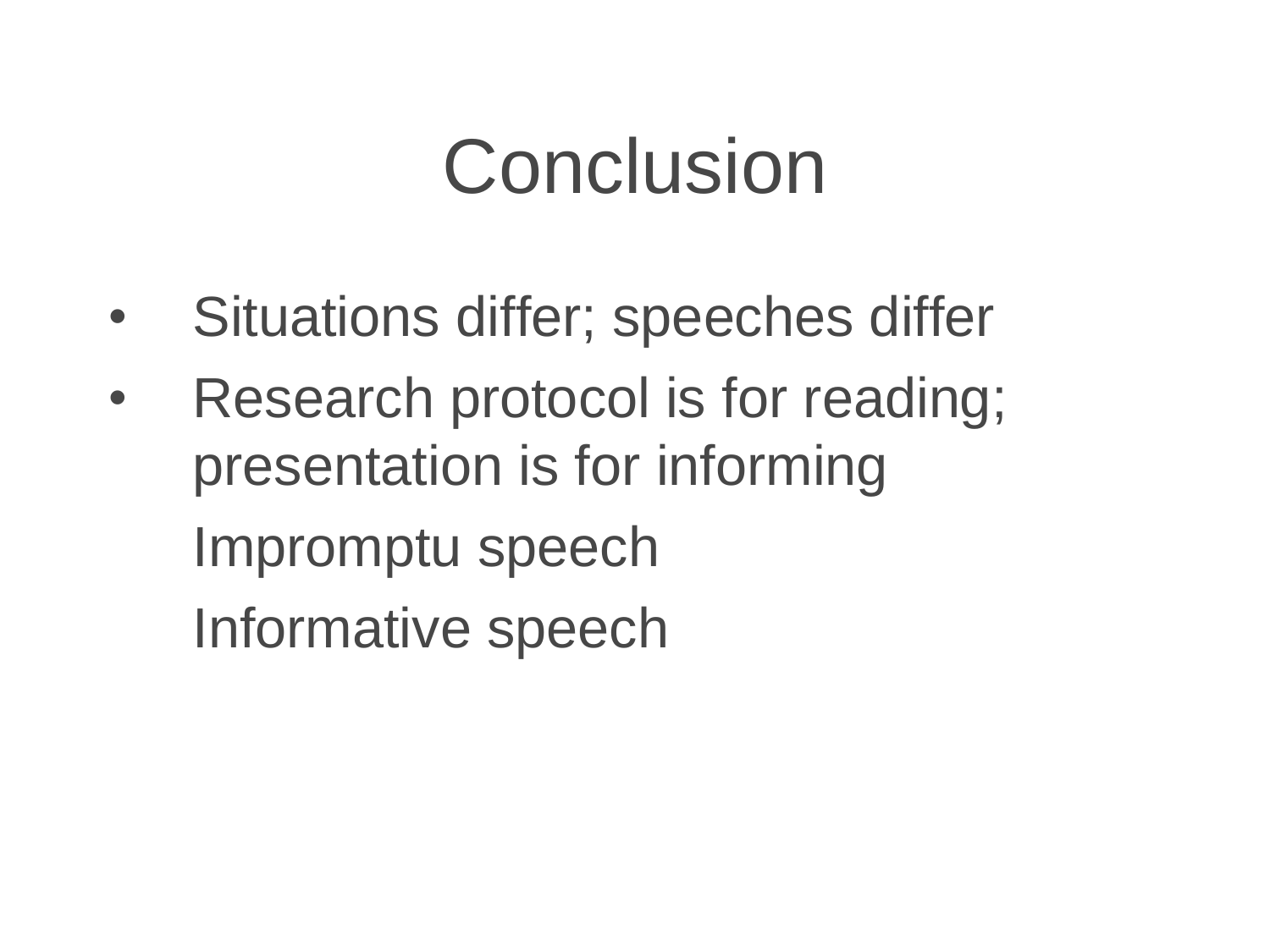# Conclusion

- Situations differ; speeches differ
- Research protocol is for reading; presentation is for informing

  Impromptu speech

  Informative speech